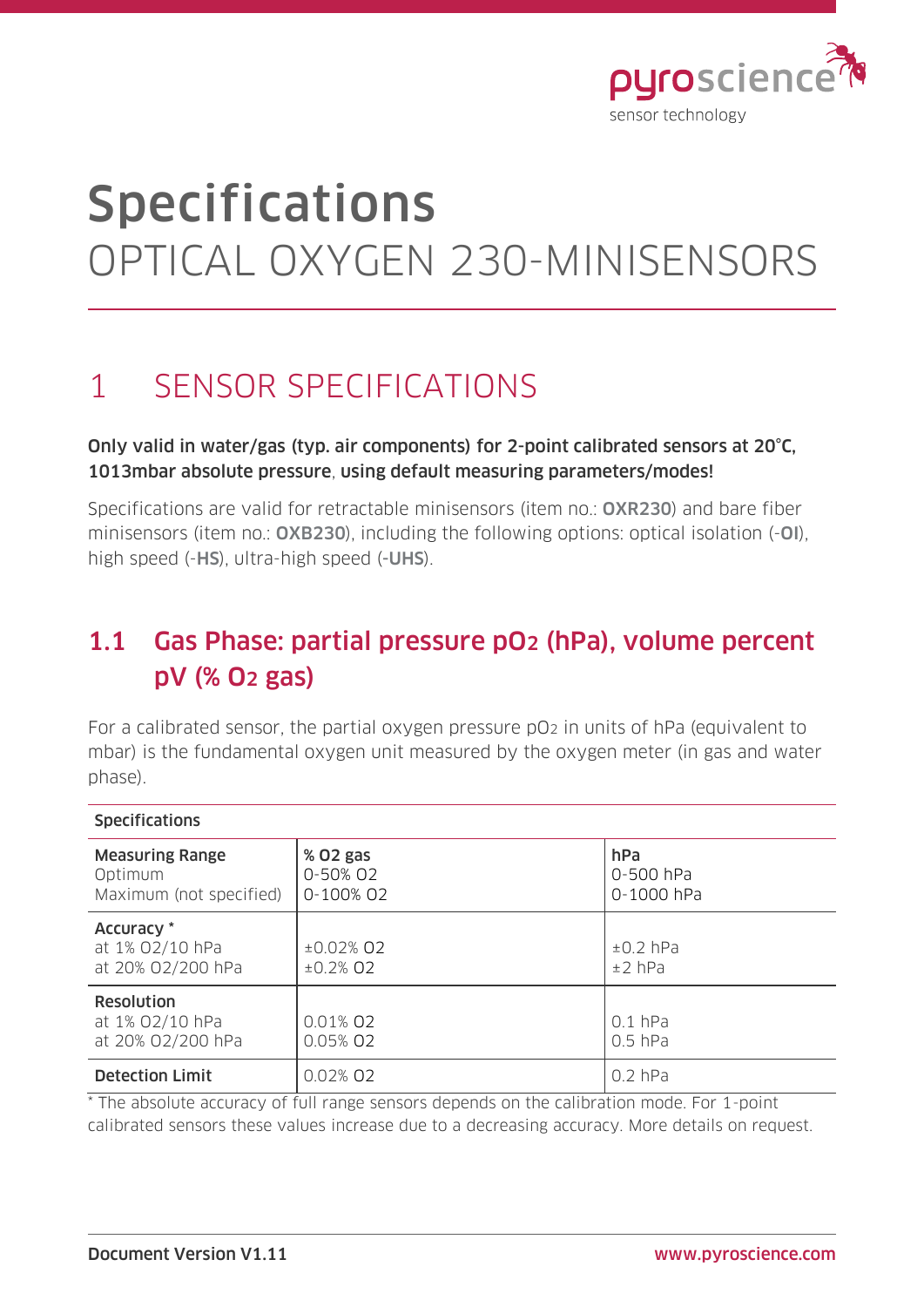# Specifications

OPTICAL OXYGEN 230-MINISENSORS

## 1 SENSOR SPECIFICATIONS

**Only valid in water/gas (typ. air components) for 2-point calibrated sensors at 20°C, 1013mbar absolute pressure, using default measuring parameters/modes!**

Specifications are valid for retractable minisensors (item no.: **OXR230**) and bare fiber minisensors (item no.: **OXB230**), including the following options: optical isolation (-**OI**), high speed (-**HS**), ultra-high speed (-**UHS**).

### 1.1 Gas Phase: partial pressure $pO_2$ (hPa), volume percent pV (% $O_2$ gas)

For a calibrated sensor, the partial oxygen pressure $pO_2$ in units of hPa (equivalent to mbar) is the fundamental oxygen unit measured by the oxygen meter (in gas and water phase).

| Specifications | | |
|---|---|---|
| **Measuring Range**<br>Optimum<br>Maximum (not specified) | **% O2 gas**<br>0-50% O2<br>0-100% O2 | **hPa**<br>0-500 hPa<br>0-1000 hPa |
| **Accuracy** *<br>at 1% O2/10 hPa<br>at 20% O2/200 hPa | <br>±0.02% O2<br>±0.2% O2 | <br>±0.2 hPa<br>±2 hPa |
| **Resolution**<br>at 1% O2/10 hPa<br>at 20% O2/200 hPa | <br>0.01% O2<br>0.05% O2 | <br>0.1 hPa<br>0.5 hPa |
| **Detection Limit** | 0.02% O2 | 0.2 hPa |

* The absolute accuracy of full range sensors depends on the calibration mode. For 1-point calibrated sensors these values increase due to a decreasing accuracy. More details on request.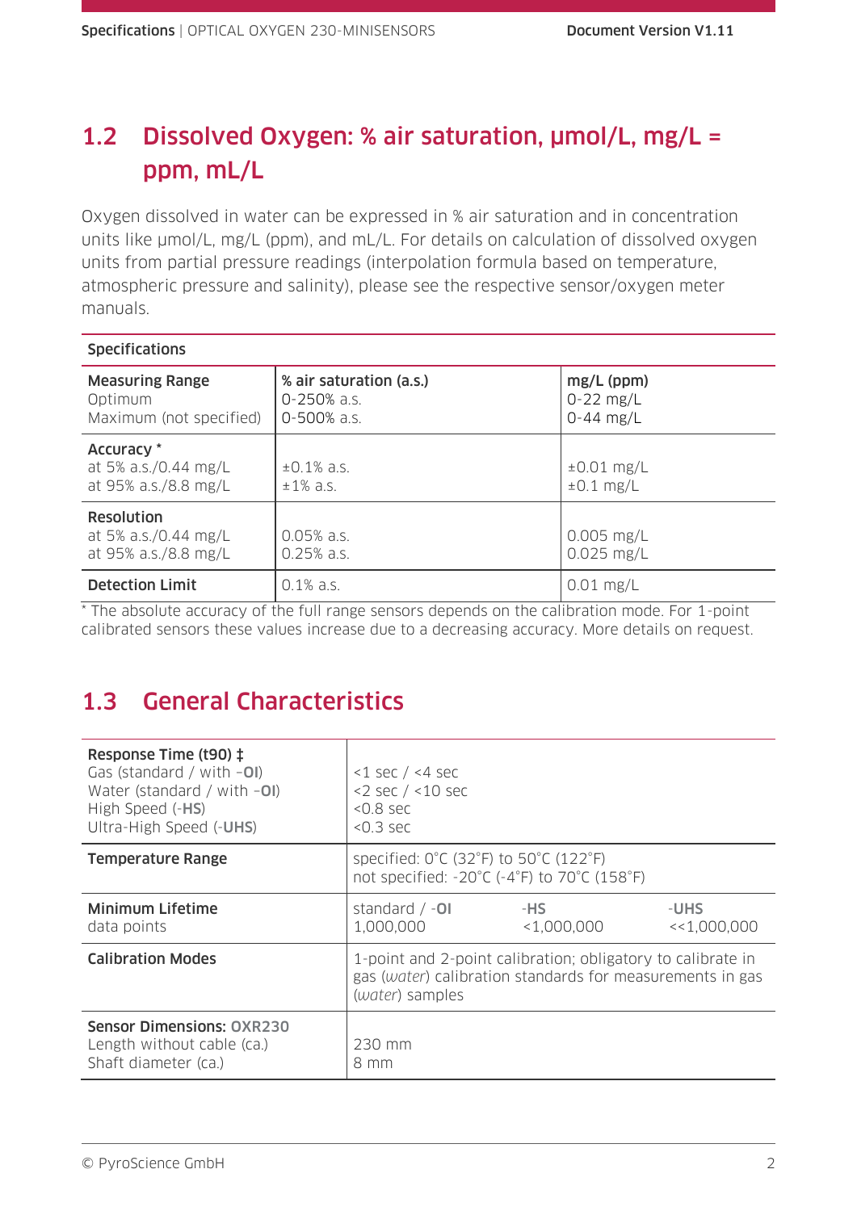## 1.2 Dissolved Oxygen: % air saturation, µmol/L, mg/L = ppm, mL/L

Oxygen dissolved in water can be expressed in % air saturation and in concentration units like µmol/L, mg/L (ppm), and mL/L. For details on calculation of dissolved oxygen units from partial pressure readings (interpolation formula based on temperature, atmospheric pressure and salinity), please see the respective sensor/oxygen meter manuals.

| **Specifications** | | |
|---|---|---|
| **Measuring Range**<br>Optimum<br>Maximum (not specified) | **% air saturation (a.s.)**<br>0-250% a.s.<br>0-500% a.s. | **mg/L (ppm)**<br>0-22 mg/L<br>0-44 mg/L |
| **Accuracy** *<br>at 5% a.s./0.44 mg/L<br>at 95% a.s./8.8 mg/L | <br>±0.1% a.s.<br>±1% a.s. | <br>±0.01 mg/L<br>±0.1 mg/L |
| **Resolution**<br>at 5% a.s./0.44 mg/L<br>at 95% a.s./8.8 mg/L | <br>0.05% a.s.<br>0.25% a.s. | <br>0.005 mg/L<br>0.025 mg/L |
| **Detection Limit** | 0.1% a.s. | 0.01 mg/L |

* The absolute accuracy of the full range sensors depends on the calibration mode. For 1-point calibrated sensors these values increase due to a decreasing accuracy. More details on request.

## 1.3 General Characteristics

| | | | |
|---|---|---|---|
| **Response Time (t90)** ‡<br>Gas (standard / with -**OI**)<br>Water (standard / with -**OI**)<br>High Speed (-**HS**)<br>Ultra-High Speed (-**UHS**) | <br><1 sec / <4 sec<br><2 sec / <10 sec<br><0.8 sec<br><0.3 sec | | |
| **Temperature Range** | specified: 0°C (32°F) to 50°C (122°F)<br>not specified: -20°C (-4°F) to 70°C (158°F) | | |
| **Minimum Lifetime**<br>data points | standard / -**OI**<br>1,000,000 | -**HS**<br><1,000,000 | -**UHS**<br><<1,000,000 |
| **Calibration Modes** | 1-point and 2-point calibration; obligatory to calibrate in gas (*water*) calibration standards for measurements in gas (*water*) samples | | |
| **Sensor Dimensions: OXR230**<br>Length without cable (ca.)<br>Shaft diameter (ca.) | <br>230 mm<br>8 mm | | |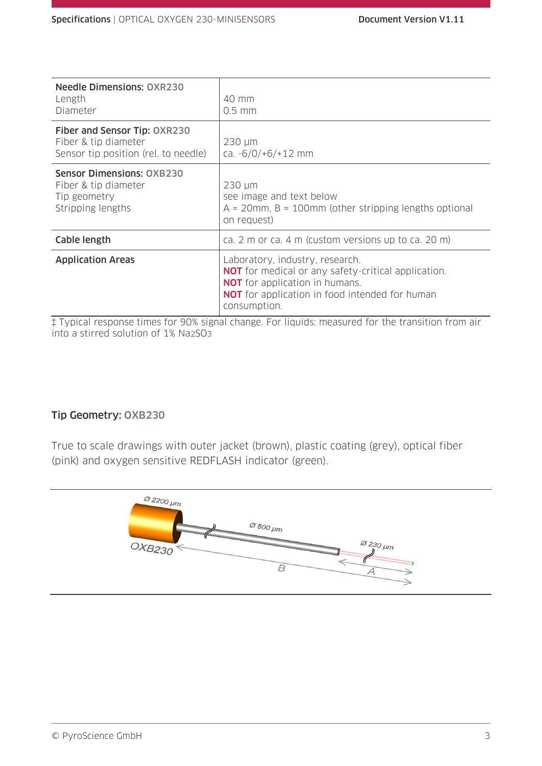| | |
|---|---|
| **Needle Dimensions: OXR230**<br>Length<br>Diameter | <br>40 mm<br>0.5 mm |
| **Fiber and Sensor Tip: OXR230**<br>Fiber & tip diameter<br>Sensor tip position (rel. to needle) | <br>230 µm<br>ca. -6/0/+6/+12 mm |
| **Sensor Dimensions: OXB230**<br>Fiber & tip diameter<br>Tip geometry<br>Stripping lengths | <br>230 µm<br>see image and text below<br>A = 20mm, B = 100mm (other stripping lengths optional on request) |
| **Cable length** | ca. 2 m or ca. 4 m (custom versions up to ca. 20 m) |
| **Application Areas** | Laboratory, industry, research.<br>**NOT** for medical or any safety-critical application.<br>**NOT** for application in humans.<br>**NOT** for application in food intended for human consumption. |

‡ Typical response times for 90% signal change. For liquids: measured for the transition from air into a stirred solution of 1% $Na_2SO_3$

**Tip Geometry: OXB230**

True to scale drawings with outer jacket (brown), plastic coating (grey), optical fiber (pink) and oxygen sensitive REDFLASH indicator (green).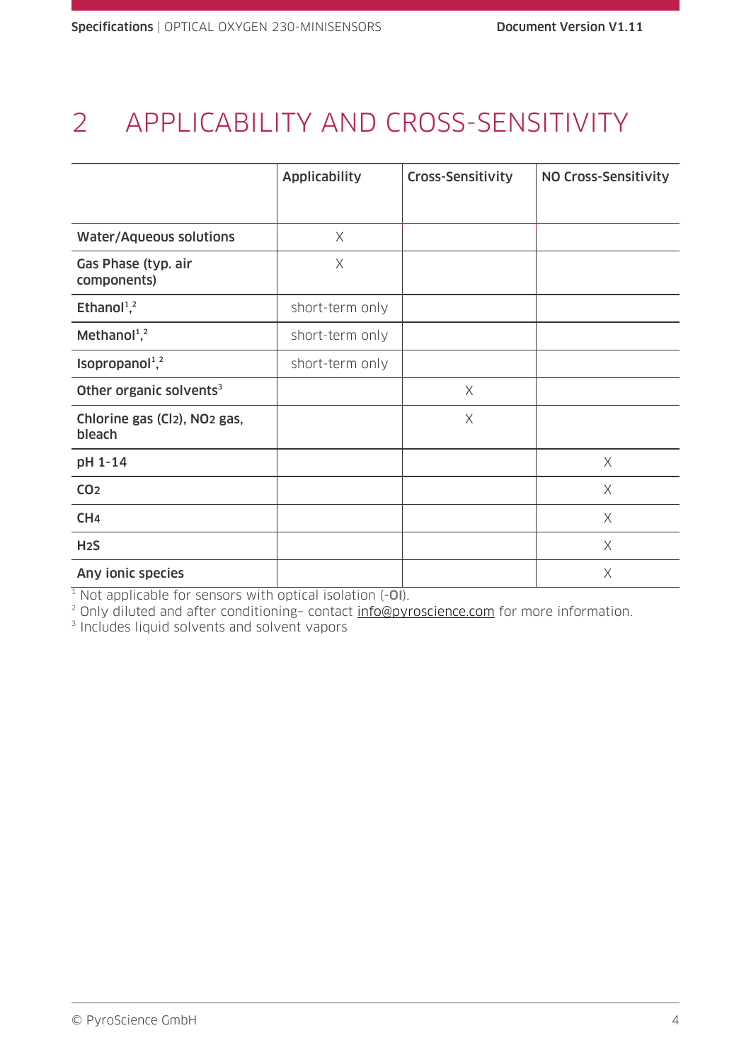# 2 APPLICABILITY AND CROSS-SENSITIVITY

| | Applicability | Cross-Sensitivity | NO Cross-Sensitivity |
|---|---|---|---|
| **Water/Aqueous solutions** | X | | |
| **Gas Phase (typ. air components)** | X | | |
| **Ethanol**[1,2] | short-term only | | |
| **Methanol**[1,2] | short-term only | | |
| **Isopropanol**[1,2] | short-term only | | |
| **Other organic solvents**[3] | | X | |
| **Chlorine gas ($Cl_2$), $NO_2$ gas, bleach** | | X | |
| **pH 1-14** | | | X |
| **$CO_2$** | | | X |
| **$CH_4$** | | | X |
| **$H_2S$** | | | X |
| **Any ionic species** | | | X |

[1] Not applicable for sensors with optical isolation (-**OI**).
[2] Only diluted and after conditioning– contact info@pyroscience.com for more information.
[3] Includes liquid solvents and solvent vapors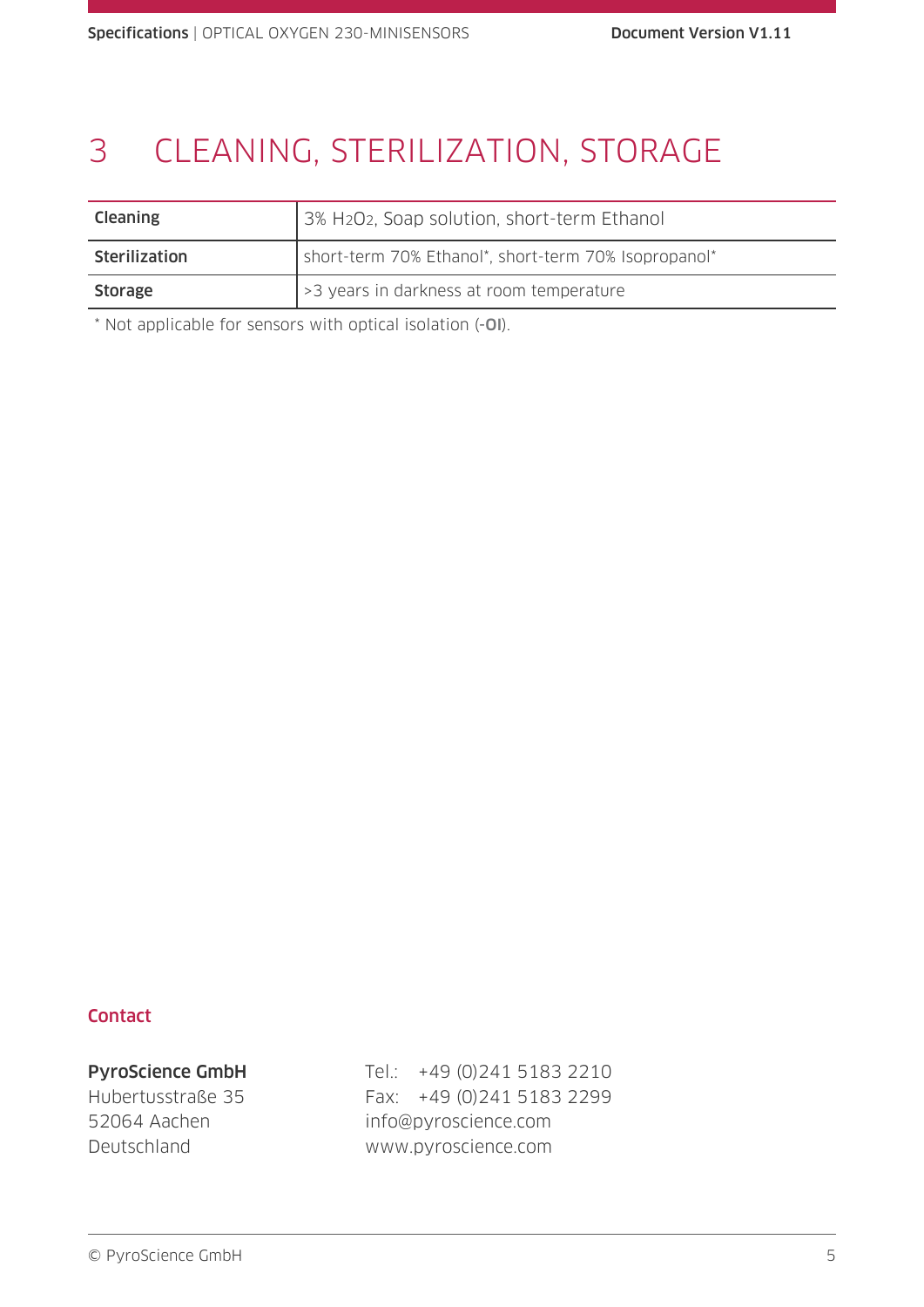# 3 CLEANING, STERILIZATION, STORAGE

| | |
|---|---|
| **Cleaning** | 3% $H_2O_2$, Soap solution, short-term Ethanol |
| **Sterilization** | short-term 70% Ethanol*, short-term 70% Isopropanol* |
| **Storage** | >3 years in darkness at room temperature |

* Not applicable for sensors with optical isolation (-**OI**).

**Contact**

**PyroScience GmbH**
Hubertusstraße 35
52064 Aachen
Deutschland

Tel.: +49 (0)241 5183 2210
Fax: +49 (0)241 5183 2299
info@pyroscience.com
www.pyroscience.com

© PyroScience GmbH